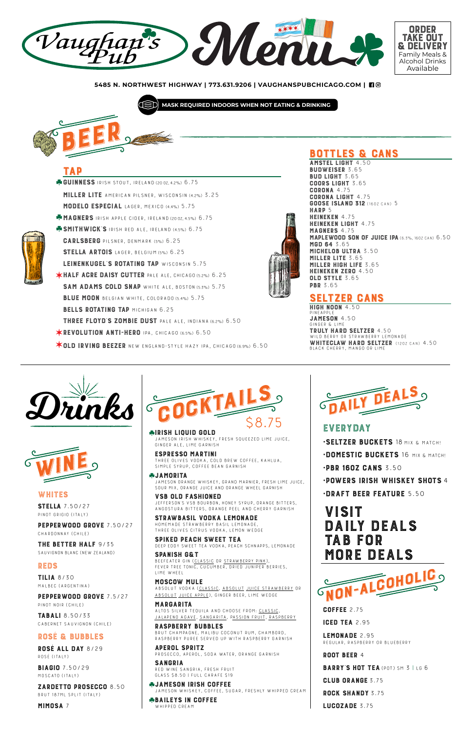# Vaughan's Pub Menu

**ORDER TAKE OUT & DELIVERY**
Family Meals & Alcohol Drinks Available

**5485 N. NORTHWEST HIGHWAY | 773.631.9206 | VAUGHANSPUBCHICAGO.COM |**

**MASK REQUIRED INDOORS WHEN NOT EATING & DRINKING**

# BEER

## TAP

- ♣ **GUINNESS** IRISH STOUT, IRELAND (20 OZ, 4.2%) 6.75
- **MILLER LITE** AMERICAN PILSNER, WISCONSIN (4.2%) 3.25
- **MODELO ESPECIAL** LAGER, MEXICO (4.4%) 5.75
- ♣ **MAGNERS** IRISH APPLE CIDER, IRELAND (20 OZ, 4.5%) 6.75
- ♣ **SMITHWICK'S** IRISH RED ALE, IRELAND (4.5%) 6.75
- **CARLSBERG** PILSNER, DENMARK (5%) 6.25
- **STELLA ARTOIS** LAGER, BELGIUM (5%) 6.25
- **LEINENKUGEL'S ROTATING TAP** WISCONSIN 5.75
- ✶ **HALF ACRE DAISY CUTTER** PALE ALE, CHICAGO (5.2%) 6.25
- **SAM ADAMS COLD SNAP** WHITE ALE, BOSTON (5.3%) 5.75
- **BLUE MOON** BELGIAN WHITE, COLORADO (5.4%) 5.75
- **BELLS ROTATING TAP** MICHIGAN 6.25
- **THREE FLOYD'S ZOMBIE DUST** PALE ALE, INDIANA (6.2%) 6.50
- ✶ **REVOLUTION ANTI-HERO** IPA, CHICAGO (6.5%) 6.50
- ✶ **OLD IRVING BEEZER** NEW ENGLAND-STYLE HAZY IPA, CHICAGO (6.9%) 6.50

## BOTTLES & CANS

- **AMSTEL LIGHT** 4.50
- **BUDWEISER** 3.65
- **BUD LIGHT** 3.65
- **COORS LIGHT** 3.65
- **CORONA** 4.75
- **CORONA LIGHT** 4.75
- **GOOSE ISLAND 312** (16OZ CAN) 5
- **HARP** 5
- **HEINEKEN** 4.75
- **HEINEKEN LIGHT** 4.75
- **MAGNERS** 4.75
- **MAPLEWOOD SON OF JUICE IPA** (6.3%, 16OZ CAN) 6.50
- **MGD 64** 3.65
- **MICHELOB ULTRA** 3.50
- **MILLER LITE** 3.65
- **MILLER HIGH LIFE** 3.65
- **HEINEKEN ZERO** 4.50
- **OLD STYLE** 3.65
- **PBR** 3.65

## SELTZER CANS

- **HIGH NOON** 4.50
  PINEAPPLE
- **JAMESON** 4.50
  GINGER & LIME
- **TRULY HARD SELTZER** 4.50
  WILD BERRY OR STRAWBERRY LEMONADE
- **WHITECLAW HARD SELTZER** (12OZ CAN) 4.50
  BLACK CHERRY, MANGO OR LIME

# Drinks

## WINE

### WHITES

- **STELLA** 7.50/27
  PINOT GRIGIO (ITALY)
- **PEPPERWOOD GROVE** 7.50/27
  CHARDONNAY (CHILE)
- **THE BETTER HALF** 9/35
  SAUVIGNON BLANC (NEW ZEALAND)

### REDS

- **TILIA** 8/30
  MALBEC (ARGENTINA)
- **PEPPERWOOD GROVE** 7.5/27
  PINOT NOIR (CHILE)
- **TABALI** 8.50/33
  CABERNET SAUVIGNON (CHILE)

### ROSÉ & BUBBLES

- **ROSÉ ALL DAY** 8/29
  ROSÉ (ITALY)
- **BIAGIO** 7.50/29
  MOSCATO (ITALY)
- **ZARDETTO PROSECCO** 8.50
  BRUT 187ML SPLIT (ITALY)
- **MIMOSA** 7

## COCKTAILS $8.75

- ♣ **IRISH LIQUID GOLD**
  JAMESON IRISH WHISKEY, FRESH SQUEEZED LIME JUICE, GINGER ALE, LIME GARNISH
- **ESPRESSO MARTINI**
  THREE OLIVES VODKA, COLD BREW COFFEE, KAHLUA, SIMPLE SYRUP, COFFEE BEAN GARNISH
- ♣ **JAMORITA**
  JAMESON ORANGE WHISKEY, GRAND MARNIER, FRESH LIME JUICE, SOUR MIX, ORANGE JUICE AND ORANGE WHEEL GARNISH
- **VSB OLD FASHIONED**
  JEFFERSON'S VSB BOURBON, HONEY SYRUP, ORANGE BITTERS, ANGOSTURA BITTERS, ORANGE PEEL AND CHERRY GARNISH
- **STRAWBASIL VODKA LEMONADE**
  HOMEMADE STRAWBERRY BASIL LEMONADE, THREE OLIVES CITRUS VODKA, LEMON WEDGE
- **SPIKED PEACH SWEET TEA**
  DEEP EDDY SWEET TEA VODKA, PEACH SCHNAPPS, LEMONADE
- **SPANISH G&T**
  BEEFEATER GIN (CLASSIC OR STRAWBERRY PINK), FEVER TREE TONIC, CUCUMBER, DRIED JUNIPER BERRIES, LIME WHEEL
- **MOSCOW MULE**
  ABSOLUT VODKA (CLASSIC, ABSOLUT JUICE STRAWBERRY OR ABSOLUT JUICE APPLE), GINGER BEER, LIME WEDGE
- **MARGARITA**
  ALTOS SILVER TEQUILA AND CHOOSE FROM: CLASSIC, JALAPENO AGAVE, SANGARITA, PASSION FRUIT, RASPBERRY
- **RASPBERRY BUBBLES**
  BRUT CHAMPAGNE, MALIBU COCONUT RUM, CHAMBORD, RASPBERRY PUREE SERVED UP WITH RASPBERRY GARNISH
- **APEROL SPRITZ**
  PROSECCO, APEROL, SODA WATER, ORANGE GARNISH
- **SANGRIA**
  RED WINE SANGRIA, FRESH FRUIT
  GLASS $8.50 | FULL CARAFE $19
- ♣ **JAMESON IRISH COFFEE**
  JAMESON WHISKEY, COFFEE, SUGAR, FRESHLY WHIPPED CREAM
- ♣ **BAILEYS IN COFFEE**
  WHIPPED CREAM

## DAILY DEALS

### EVERYDAY

- **SELTZER BUCKETS** 18 MIX & MATCH!
- **DOMESTIC BUCKETS** 16 MIX & MATCH!
- **PBR 16OZ CANS** 3.50
- **POWERS IRISH WHISKEY SHOTS** 4
- **DRAFT BEER FEATURE** 5.50

**VISIT DAILY DEALS TAB FOR MORE DEALS**

## NON-ALCOHOLIC

- **COFFEE** 2.75
- **ICED TEA** 2.95
- **LEMONADE** 2.95
  REGULAR, RASPBERRY OR BLUEBERRY
- **ROOT BEER** 4
- **BARRY'S HOT TEA** (POT) SM 3 | LG 6
- **CLUB ORANGE** 3.75
- **ROCK SHANDY** 3.75
- **LUCOZADE** 3.75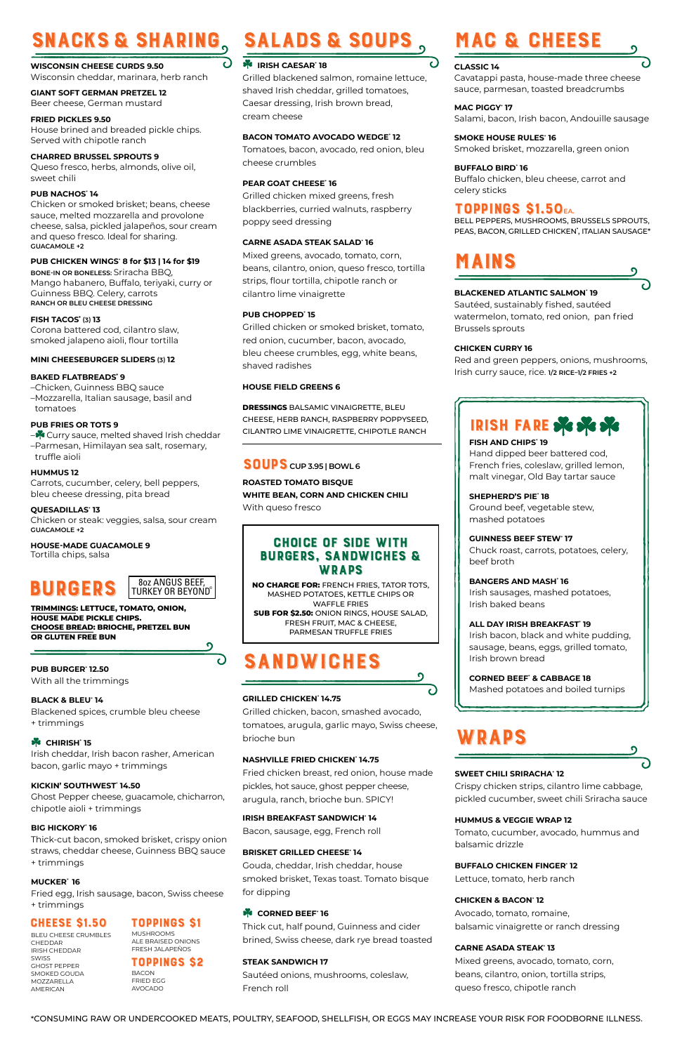# SNACKS & SHARING

**WISCONSIN CHEESE CURDS 9.50**
Wisconsin cheddar, marinara, herb ranch

**GIANT SOFT GERMAN PRETZEL 12**
Beer cheese, German mustard

**FRIED PICKLES 9.50**
House brined and breaded pickle chips. Served with chipotle ranch

**CHARRED BRUSSEL SPROUTS 9**
Queso fresco, herbs, almonds, olive oil, sweet chili

**PUB NACHOS* 14**
Chicken or smoked brisket; beans, cheese sauce, melted mozzarella and provolone cheese, salsa, pickled jalapeños, sour cream and queso fresco. Ideal for sharing.
GUACAMOLE +2

**PUB CHICKEN WINGS* 8 for $13 | 14 for $19**
BONE-IN OR BONELESS: Sriracha BBQ, Mango habanero, Buffalo, teriyaki, curry or Guinness BBQ. Celery, carrots
RANCH OR BLEU CHEESE DRESSING

**FISH TACOS* (3) 13**
Corona battered cod, cilantro slaw, smoked jalapeno aioli, flour tortilla

**MINI CHEESEBURGER SLIDERS (3) 12**

**BAKED FLATBREADS* 9**
–Chicken, Guinness BBQ sauce
–Mozzarella, Italian sausage, basil and tomatoes

**PUB FRIES OR TOTS 9**
–☘ Curry sauce, melted shaved Irish cheddar
–Parmesan, Himilayan sea salt, rosemary, truffle aioli

**HUMMUS 12**
Carrots, cucumber, celery, bell peppers, bleu cheese dressing, pita bread

**QUESADILLAS* 13**
Chicken or steak: veggies, salsa, sour cream
GUACAMOLE +2

**HOUSE-MADE GUACAMOLE 9**
Tortilla chips, salsa

# BURGERS

8oz ANGUS BEEF, TURKEY OR BEYOND®

**TRIMMINGS: LETTUCE, TOMATO, ONION, HOUSE MADE PICKLE CHIPS.**
**CHOOSE BREAD: BRIOCHE, PRETZEL BUN OR GLUTEN FREE BUN**

**PUB BURGER* 12.50**
With all the trimmings

**BLACK & BLEU* 14**
Blackened spices, crumble bleu cheese + trimmings

**☘ CHIRISH* 15**
Irish cheddar, Irish bacon rasher, American bacon, garlic mayo + trimmings

**KICKIN' SOUTHWEST* 14.50**
Ghost Pepper cheese, guacamole, chicharron, chipotle aioli + trimmings

**BIG HICKORY* 16**
Thick-cut bacon, smoked brisket, crispy onion straws, cheddar cheese, Guinness BBQ sauce + trimmings

**MUCKER* 16**
Fried egg, Irish sausage, bacon, Swiss cheese + trimmings

## CHEESE $1.50
BLEU CHEESE CRUMBLES
CHEDDAR
IRISH CHEDDAR
SWISS
GHOST PEPPER
SMOKED GOUDA
MOZZARELLA
AMERICAN

## TOPPINGS $1
MUSHROOMS
ALE BRAISED ONIONS
FRESH JALAPEÑOS

## TOPPINGS $2
BACON
FRIED EGG
AVOCADO

# SALADS & SOUPS

**☘ IRISH CAESAR* 18**
Grilled blackened salmon, romaine lettuce, shaved Irish cheddar, grilled tomatoes, Caesar dressing, Irish brown bread, cream cheese

**BACON TOMATO AVOCADO WEDGE* 12**
Tomatoes, bacon, avocado, red onion, bleu cheese crumbles

**PEAR GOAT CHEESE* 16**
Grilled chicken mixed greens, fresh blackberries, curried walnuts, raspberry poppy seed dressing

**CARNE ASADA STEAK SALAD* 16**
Mixed greens, avocado, tomato, corn, beans, cilantro, onion, queso fresco, tortilla strips, flour tortilla, chipotle ranch or cilantro lime vinaigrette

**PUB CHOPPED* 15**
Grilled chicken or smoked brisket, tomato, red onion, cucumber, bacon, avocado, bleu cheese crumbles, egg, white beans, shaved radishes

**HOUSE FIELD GREENS 6**

**DRESSINGS** BALSAMIC VINAIGRETTE, BLEU CHEESE, HERB RANCH, RASPBERRY POPPYSEED, CILANTRO LIME VINAIGRETTE, CHIPOTLE RANCH

## SOUPS CUP 3.95 | BOWL 6

**ROASTED TOMATO BISQUE**
**WHITE BEAN, CORN AND CHICKEN CHILI**
With queso fresco

## CHOICE OF SIDE WITH BURGERS, SANDWICHES & WRAPS

**NO CHARGE FOR:** FRENCH FRIES, TATOR TOTS, MASHED POTATOES, KETTLE CHIPS OR WAFFLE FRIES
**SUB FOR $2.50:** ONION RINGS, HOUSE SALAD, FRESH FRUIT, MAC & CHEESE, PARMESAN TRUFFLE FRIES

# SANDWICHES

**GRILLED CHICKEN* 14.75**
Grilled chicken, bacon, smashed avocado, tomatoes, arugula, garlic mayo, Swiss cheese, brioche bun

**NASHVILLE FRIED CHICKEN* 14.75**
Fried chicken breast, red onion, house made pickles, hot sauce, ghost pepper cheese, arugula, ranch, brioche bun. SPICY!

**IRISH BREAKFAST SANDWICH* 14**
Bacon, sausage, egg, French roll

**BRISKET GRILLED CHEESE* 14**
Gouda, cheddar, Irish cheddar, house smoked brisket, Texas toast. Tomato bisque for dipping

**☘ CORNED BEEF* 16**
Thick cut, half pound, Guinness and cider brined, Swiss cheese, dark rye bread toasted

**STEAK SANDWICH 17**
Sautéed onions, mushrooms, coleslaw, French roll

# MAC & CHEESE

**CLASSIC 14**
Cavatappi pasta, house-made three cheese sauce, parmesan, toasted breadcrumbs

**MAC PIGGY* 17**
Salami, bacon, Irish bacon, Andouille sausage

**SMOKE HOUSE RULES* 16**
Smoked brisket, mozzarella, green onion

**BUFFALO BIRD* 16**
Buffalo chicken, bleu cheese, carrot and celery sticks

## TOPPINGS $1.50 EA.
BELL PEPPERS, MUSHROOMS, BRUSSELS SPROUTS, PEAS, BACON, GRILLED CHICKEN*, ITALIAN SAUSAGE*

# MAINS

**BLACKENED ATLANTIC SALMON* 19**
Sautéed, sustainably fished, sautéed watermelon, tomato, red onion, pan fried Brussels sprouts

**CHICKEN CURRY 16**
Red and green peppers, onions, mushrooms, Irish curry sauce, rice. 1/2 RICE–1/2 FRIES +2

## IRISH FARE ☘☘☘

**FISH AND CHIPS* 19**
Hand dipped beer battered cod, French fries, coleslaw, grilled lemon, malt vinegar, Old Bay tartar sauce

**SHEPHERD'S PIE* 18**
Ground beef, vegetable stew, mashed potatoes

**GUINNESS BEEF STEW* 17**
Chuck roast, carrots, potatoes, celery, beef broth

**BANGERS AND MASH* 16**
Irish sausages, mashed potatoes, Irish baked beans

**ALL DAY IRISH BREAKFAST* 19**
Irish bacon, black and white pudding, sausage, beans, eggs, grilled tomato, Irish brown bread

**CORNED BEEF* & CABBAGE 18**
Mashed potatoes and boiled turnips

# WRAPS

**SWEET CHILI SRIRACHA* 12**
Crispy chicken strips, cilantro lime cabbage, pickled cucumber, sweet chili Sriracha sauce

**HUMMUS & VEGGIE WRAP 12**
Tomato, cucumber, avocado, hummus and balsamic drizzle

**BUFFALO CHICKEN FINGER* 12**
Lettuce, tomato, herb ranch

**CHICKEN & BACON* 12**
Avocado, tomato, romaine, balsamic vinaigrette or ranch dressing

**CARNE ASADA STEAK* 13**
Mixed greens, avocado, tomato, corn, beans, cilantro, onion, tortilla strips, queso fresco, chipotle ranch

*CONSUMING RAW OR UNDERCOOKED MEATS, POULTRY, SEAFOOD, SHELLFISH, OR EGGS MAY INCREASE YOUR RISK FOR FOODBORNE ILLNESS.